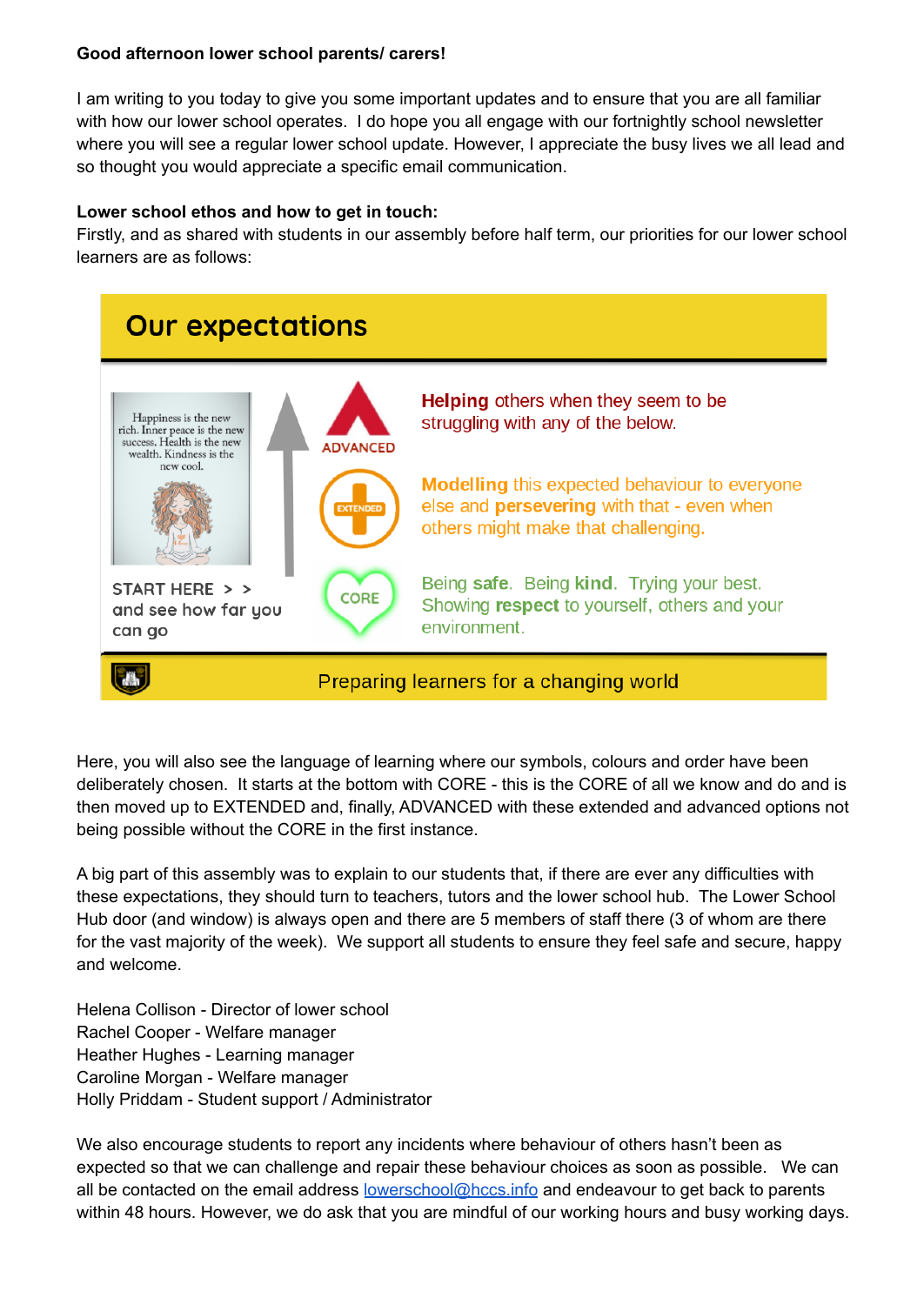**Good afternoon lower school parents/ carers!**

I am writing to you today to give you some important updates and to ensure that you are all familiar with how our lower school operates. I do hope you all engage with our fortnightly school newsletter where you will see a regular lower school update. However, I appreciate the busy lives we all lead and so thought you would appreciate a specific email communication.

**Lower school ethos and how to get in touch:**

Firstly, and as shared with students in our assembly before half term, our priorities for our lower school learners are as follows:

## Our expectations

Happiness is the new rich. Inner peace is the new success. Health is the new wealth. Kindness is the new cool.

START HERE > > and see how far you can go

**ADVANCED** — **Helping** others when they seem to be struggling with any of the below.

**EXTENDED** — **Modelling** this expected behaviour to everyone else and **persevering** with that - even when others might make that challenging.

**CORE** — Being **safe**. Being **kind**. Trying your best. Showing **respect** to yourself, others and your environment.

Preparing learners for a changing world

Here, you will also see the language of learning where our symbols, colours and order have been deliberately chosen. It starts at the bottom with CORE - this is the CORE of all we know and do and is then moved up to EXTENDED and, finally, ADVANCED with these extended and advanced options not being possible without the CORE in the first instance.

A big part of this assembly was to explain to our students that, if there are ever any difficulties with these expectations, they should turn to teachers, tutors and the lower school hub. The Lower School Hub door (and window) is always open and there are 5 members of staff there (3 of whom are there for the vast majority of the week). We support all students to ensure they feel safe and secure, happy and welcome.

Helena Collison - Director of lower school
Rachel Cooper - Welfare manager
Heather Hughes - Learning manager
Caroline Morgan - Welfare manager
Holly Priddam - Student support / Administrator

We also encourage students to report any incidents where behaviour of others hasn't been as expected so that we can challenge and repair these behaviour choices as soon as possible. We can all be contacted on the email address lowerschool@hccs.info and endeavour to get back to parents within 48 hours. However, we do ask that you are mindful of our working hours and busy working days.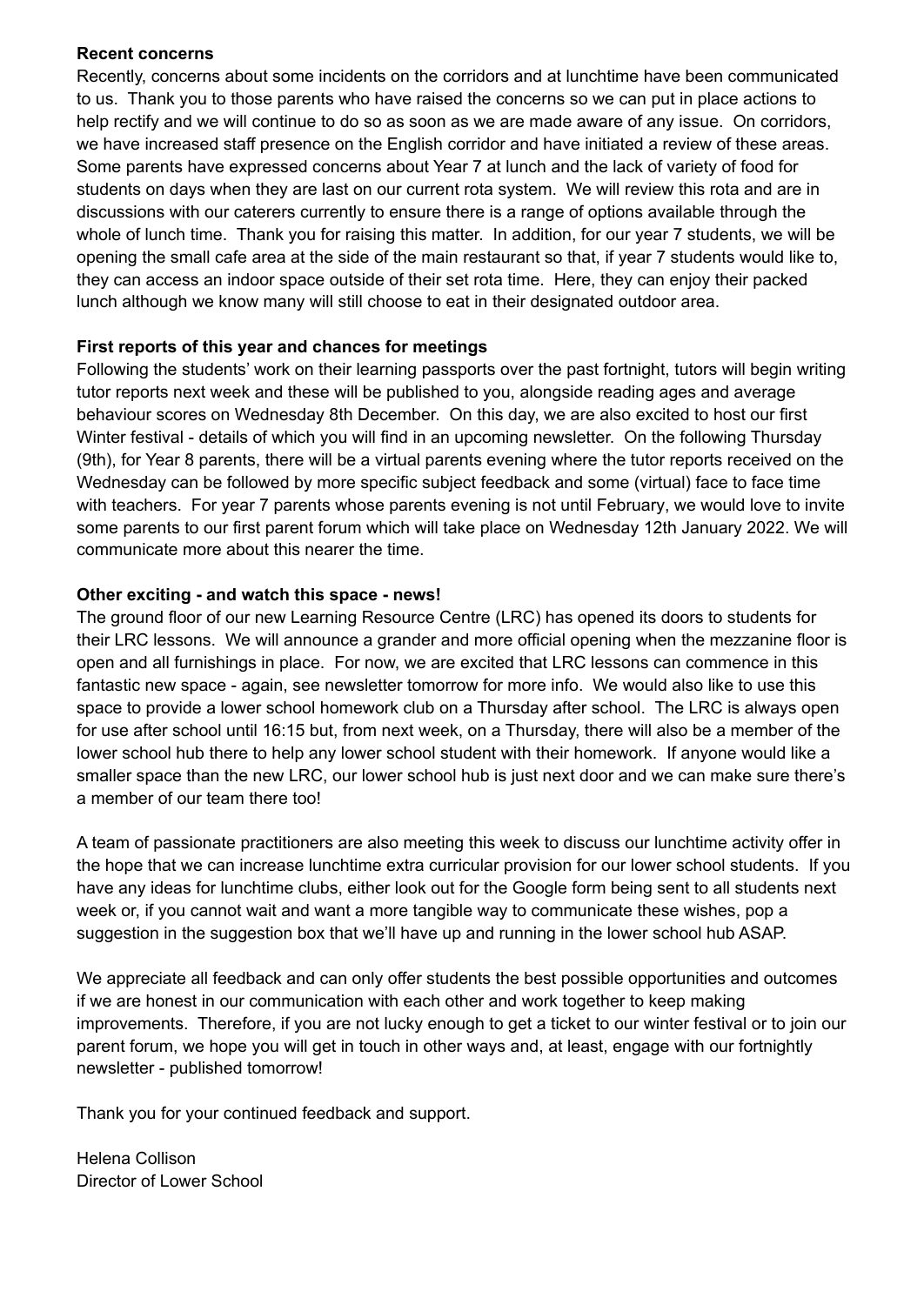**Recent concerns**

Recently, concerns about some incidents on the corridors and at lunchtime have been communicated to us. Thank you to those parents who have raised the concerns so we can put in place actions to help rectify and we will continue to do so as soon as we are made aware of any issue. On corridors, we have increased staff presence on the English corridor and have initiated a review of these areas. Some parents have expressed concerns about Year 7 at lunch and the lack of variety of food for students on days when they are last on our current rota system. We will review this rota and are in discussions with our caterers currently to ensure there is a range of options available through the whole of lunch time. Thank you for raising this matter. In addition, for our year 7 students, we will be opening the small cafe area at the side of the main restaurant so that, if year 7 students would like to, they can access an indoor space outside of their set rota time. Here, they can enjoy their packed lunch although we know many will still choose to eat in their designated outdoor area.

**First reports of this year and chances for meetings**

Following the students' work on their learning passports over the past fortnight, tutors will begin writing tutor reports next week and these will be published to you, alongside reading ages and average behaviour scores on Wednesday 8th December. On this day, we are also excited to host our first Winter festival - details of which you will find in an upcoming newsletter. On the following Thursday (9th), for Year 8 parents, there will be a virtual parents evening where the tutor reports received on the Wednesday can be followed by more specific subject feedback and some (virtual) face to face time with teachers. For year 7 parents whose parents evening is not until February, we would love to invite some parents to our first parent forum which will take place on Wednesday 12th January 2022. We will communicate more about this nearer the time.

**Other exciting - and watch this space - news!**

The ground floor of our new Learning Resource Centre (LRC) has opened its doors to students for their LRC lessons. We will announce a grander and more official opening when the mezzanine floor is open and all furnishings in place. For now, we are excited that LRC lessons can commence in this fantastic new space - again, see newsletter tomorrow for more info. We would also like to use this space to provide a lower school homework club on a Thursday after school. The LRC is always open for use after school until 16:15 but, from next week, on a Thursday, there will also be a member of the lower school hub there to help any lower school student with their homework. If anyone would like a smaller space than the new LRC, our lower school hub is just next door and we can make sure there's a member of our team there too!

A team of passionate practitioners are also meeting this week to discuss our lunchtime activity offer in the hope that we can increase lunchtime extra curricular provision for our lower school students. If you have any ideas for lunchtime clubs, either look out for the Google form being sent to all students next week or, if you cannot wait and want a more tangible way to communicate these wishes, pop a suggestion in the suggestion box that we'll have up and running in the lower school hub ASAP.

We appreciate all feedback and can only offer students the best possible opportunities and outcomes if we are honest in our communication with each other and work together to keep making improvements. Therefore, if you are not lucky enough to get a ticket to our winter festival or to join our parent forum, we hope you will get in touch in other ways and, at least, engage with our fortnightly newsletter - published tomorrow!

Thank you for your continued feedback and support.

Helena Collison
Director of Lower School